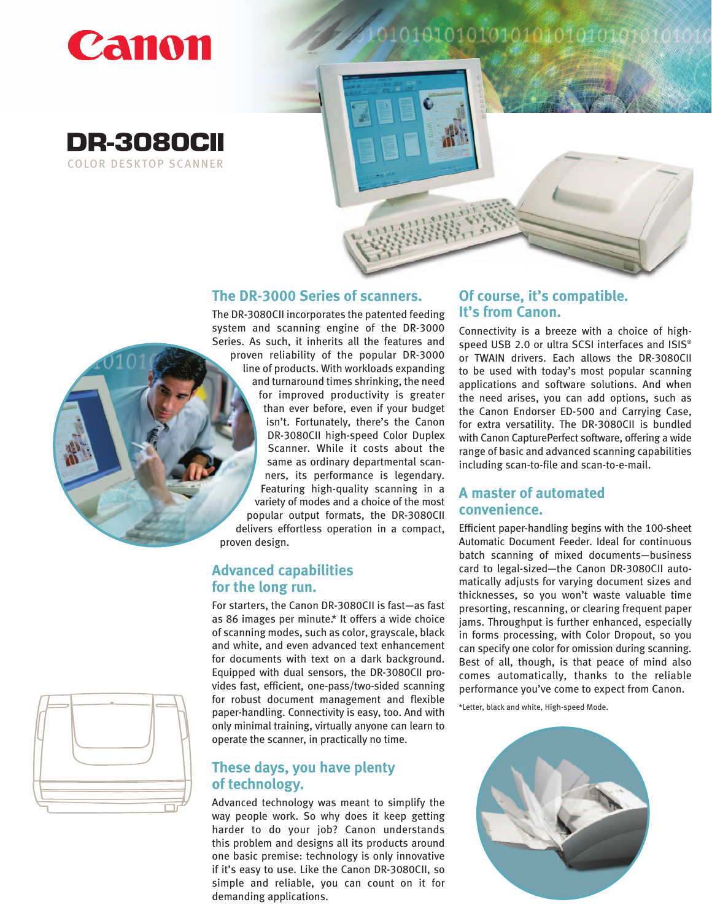Canon

# DR-3080CII

COLOR DESKTOP SCANNER

## The DR-3000 Series of scanners.

The DR-3080CII incorporates the patented feeding system and scanning engine of the DR-3000 Series. As such, it inherits all the features and proven reliability of the popular DR-3000 line of products. With workloads expanding and turnaround times shrinking, the need for improved productivity is greater than ever before, even if your budget isn't. Fortunately, there's the Canon DR-3080CII high-speed Color Duplex Scanner. While it costs about the same as ordinary departmental scanners, its performance is legendary. Featuring high-quality scanning in a variety of modes and a choice of the most popular output formats, the DR-3080CII delivers effortless operation in a compact, proven design.

## Advanced capabilities for the long run.

For starters, the Canon DR-3080CII is fast—as fast as 86 images per minute.* It offers a wide choice of scanning modes, such as color, grayscale, black and white, and even advanced text enhancement for documents with text on a dark background. Equipped with dual sensors, the DR-3080CII provides fast, efficient, one-pass/two-sided scanning for robust document management and flexible paper-handling. Connectivity is easy, too. And with only minimal training, virtually anyone can learn to operate the scanner, in practically no time.

## These days, you have plenty of technology.

Advanced technology was meant to simplify the way people work. So why does it keep getting harder to do your job? Canon understands this problem and designs all its products around one basic premise: technology is only innovative if it's easy to use. Like the Canon DR-3080CII, so simple and reliable, you can count on it for demanding applications.

## Of course, it's compatible. It's from Canon.

Connectivity is a breeze with a choice of high-speed USB 2.0 or ultra SCSI interfaces and ISIS® or TWAIN drivers. Each allows the DR-3080CII to be used with today's most popular scanning applications and software solutions. And when the need arises, you can add options, such as the Canon Endorser ED-500 and Carrying Case, for extra versatility. The DR-3080CII is bundled with Canon CapturePerfect software, offering a wide range of basic and advanced scanning capabilities including scan-to-file and scan-to-e-mail.

## A master of automated convenience.

Efficient paper-handling begins with the 100-sheet Automatic Document Feeder. Ideal for continuous batch scanning of mixed documents—business card to legal-sized—the Canon DR-3080CII automatically adjusts for varying document sizes and thicknesses, so you won't waste valuable time presorting, rescanning, or clearing frequent paper jams. Throughput is further enhanced, especially in forms processing, with Color Dropout, so you can specify one color for omission during scanning. Best of all, though, is that peace of mind also comes automatically, thanks to the reliable performance you've come to expect from Canon.

*Letter, black and white, High-speed Mode.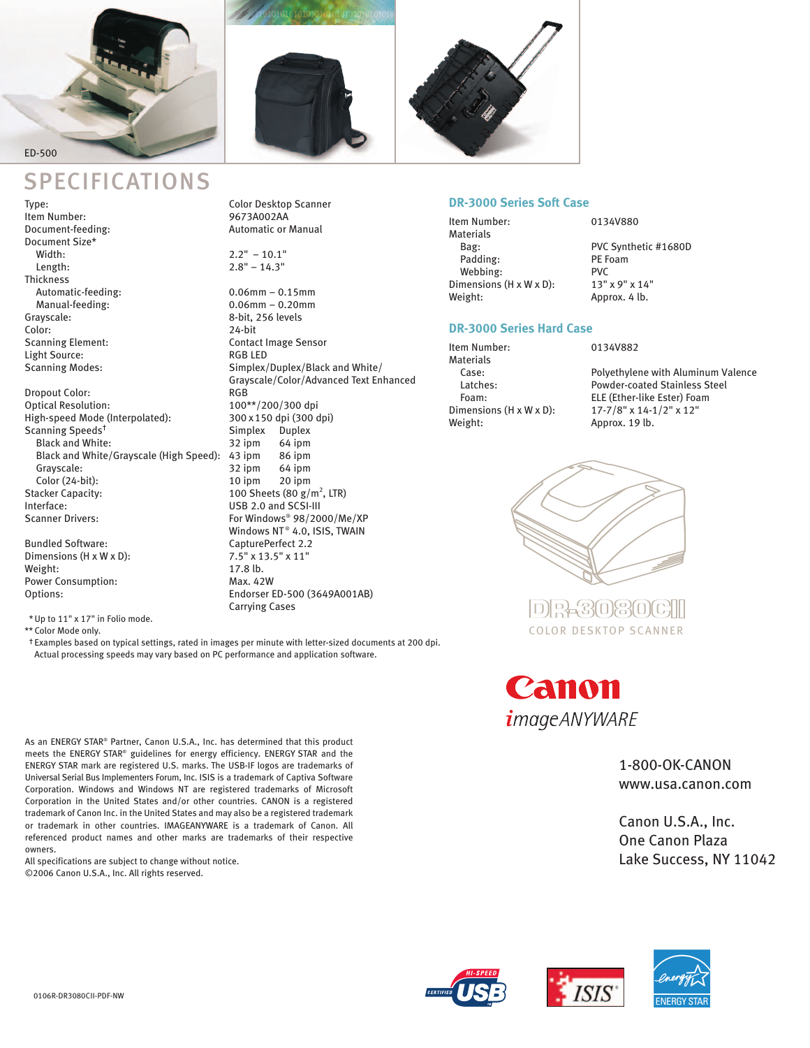ED-500

## SPECIFICATIONS

| | |
|---|---|
| Type: | Color Desktop Scanner |
| Item Number: | 9673A002AA |
| Document-feeding: | Automatic or Manual |
| Document Size* | |
| Width: | 2.2" – 10.1" |
| Length: | 2.8" – 14.3" |
| Thickness | |
| Automatic-feeding: | 0.06mm – 0.15mm |
| Manual-feeding: | 0.06mm – 0.20mm |
| Grayscale: | 8-bit, 256 levels |
| Color: | 24-bit |
| Scanning Element: | Contact Image Sensor |
| Light Source: | RGB LED |
| Scanning Modes: | Simplex/Duplex/Black and White/Grayscale/Color/Advanced Text Enhanced |
| Dropout Color: | RGB |
| Optical Resolution: | 100**/200/300 dpi |
| High-speed Mode (Interpolated): | 300 x 150 dpi (300 dpi) |
| Scanning Speeds† | Simplex Duplex |
| Black and White: | 32 ipm 64 ipm |
| Black and White/Grayscale (High Speed): | 43 ipm 86 ipm |
| Grayscale: | 32 ipm 64 ipm |
| Color (24-bit): | 10 ipm 20 ipm |
| Stacker Capacity: | 100 Sheets (80 $g/m^2$, LTR) |
| Interface: | USB 2.0 and SCSI-III |
| Scanner Drivers: | For Windows® 98/2000/Me/XP Windows NT® 4.0, ISIS, TWAIN |
| Bundled Software: | CapturePerfect 2.2 |
| Dimensions (H x W x D): | 7.5" x 13.5" x 11" |
| Weight: | 17.8 lb. |
| Power Consumption: | Max. 42W |
| Options: | Endorser ED-500 (3649A001AB) Carrying Cases |

\* Up to 11" x 17" in Folio mode.
** Color Mode only.
† Examples based on typical settings, rated in images per minute with letter-sized documents at 200 dpi. Actual processing speeds may vary based on PC performance and application software.

### DR-3000 Series Soft Case

| | |
|---|---|
| Item Number: | 0134V880 |
| Materials | |
| Bag: | PVC Synthetic #1680D |
| Padding: | PE Foam |
| Webbing: | PVC |
| Dimensions (H x W x D): | 13" x 9" x 14" |
| Weight: | Approx. 4 lb. |

### DR-3000 Series Hard Case

| | |
|---|---|
| Item Number: | 0134V882 |
| Materials | |
| Case: | Polyethylene with Aluminum Valence |
| Latches: | Powder-coated Stainless Steel |
| Foam: | ELE (Ether-like Ester) Foam |
| Dimensions (H x W x D): | 17-7/8" x 14-1/2" x 12" |
| Weight: | Approx. 19 lb. |

DR-3080CII
COLOR DESKTOP SCANNER

Canon
imageANYWARE

As an ENERGY STAR® Partner, Canon U.S.A., Inc. has determined that this product meets the ENERGY STAR® guidelines for energy efficiency. ENERGY STAR and the ENERGY STAR mark are registered U.S. marks. The USB-IF logos are trademarks of Universal Serial Bus Implementers Forum, Inc. ISIS is a trademark of Captiva Software Corporation. Windows and Windows NT are registered trademarks of Microsoft Corporation in the United States and/or other countries. CANON is a registered trademark of Canon Inc. in the United States and may also be a registered trademark or trademark in other countries. IMAGEANYWARE is a trademark of Canon. All referenced product names and other marks are trademarks of their respective owners.
All specifications are subject to change without notice.
©2006 Canon U.S.A., Inc. All rights reserved.

1-800-OK-CANON
www.usa.canon.com

Canon U.S.A., Inc.
One Canon Plaza
Lake Success, NY 11042

0106R-DR3080CII-PDF-NW